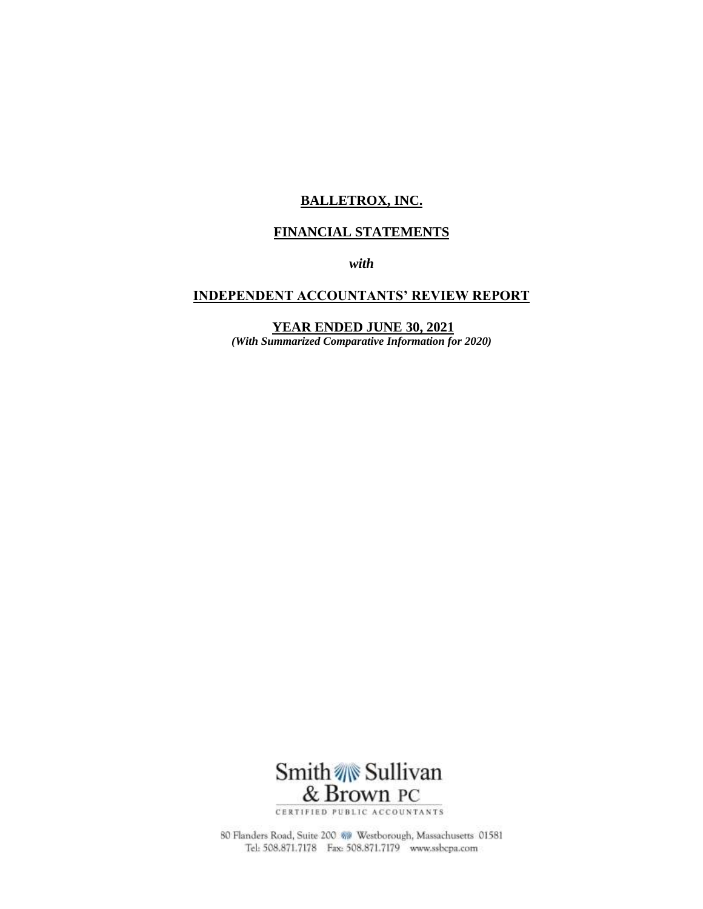# BALLETROX, INC.

## FINANCIAL STATEMENTS

*with*

## INDEPENDENT ACCOUNTANTS' REVIEW REPORT

**YEAR ENDED JUNE 30, 2021**

***(With Summarized Comparative Information for 2020)***

Smith Sullivan & Brown PC

CERTIFIED PUBLIC ACCOUNTANTS

80 Flanders Road, Suite 200 Westborough, Massachusetts 01581
Tel: 508.871.7178 Fax: 508.871.7179 www.ssbcpa.com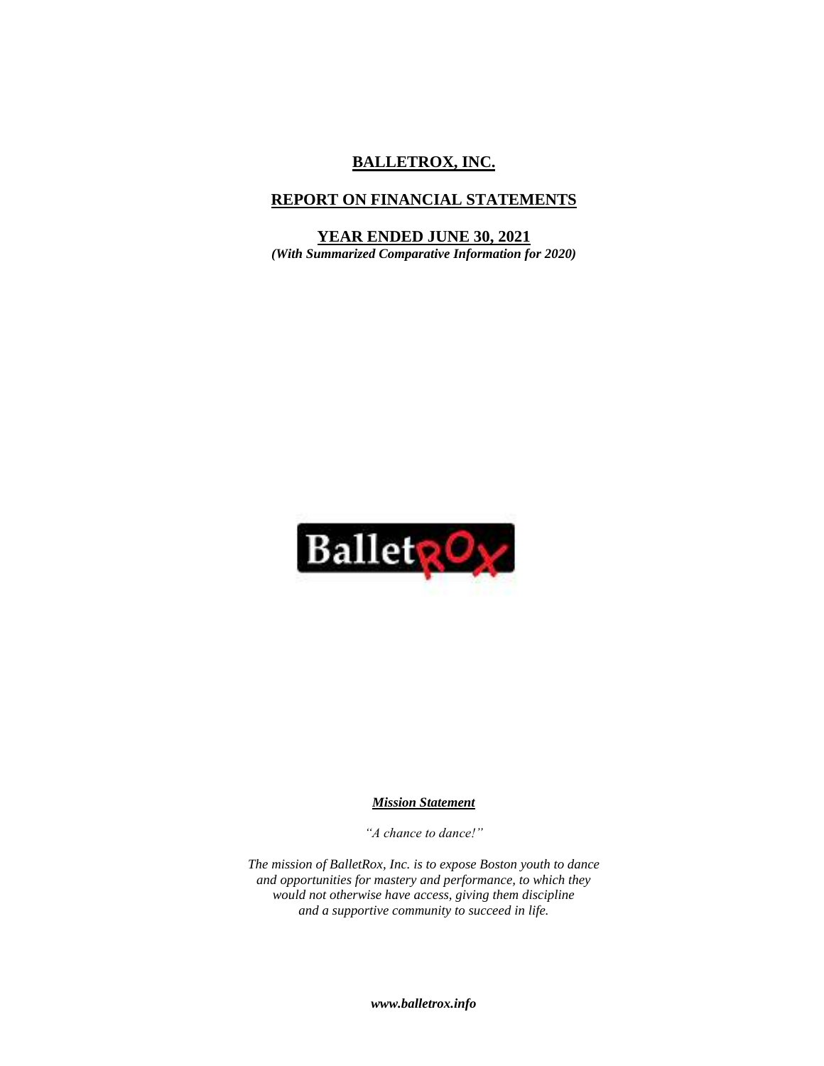# BALLETROX, INC.

## REPORT ON FINANCIAL STATEMENTS

## YEAR ENDED JUNE 30, 2021

***(With Summarized Comparative Information for 2020)***

BalletROX

***Mission Statement***

*"A chance to dance!"*

*The mission of BalletRox, Inc. is to expose Boston youth to dance and opportunities for mastery and performance, to which they would not otherwise have access, giving them discipline and a supportive community to succeed in life.*

***www.balletrox.info***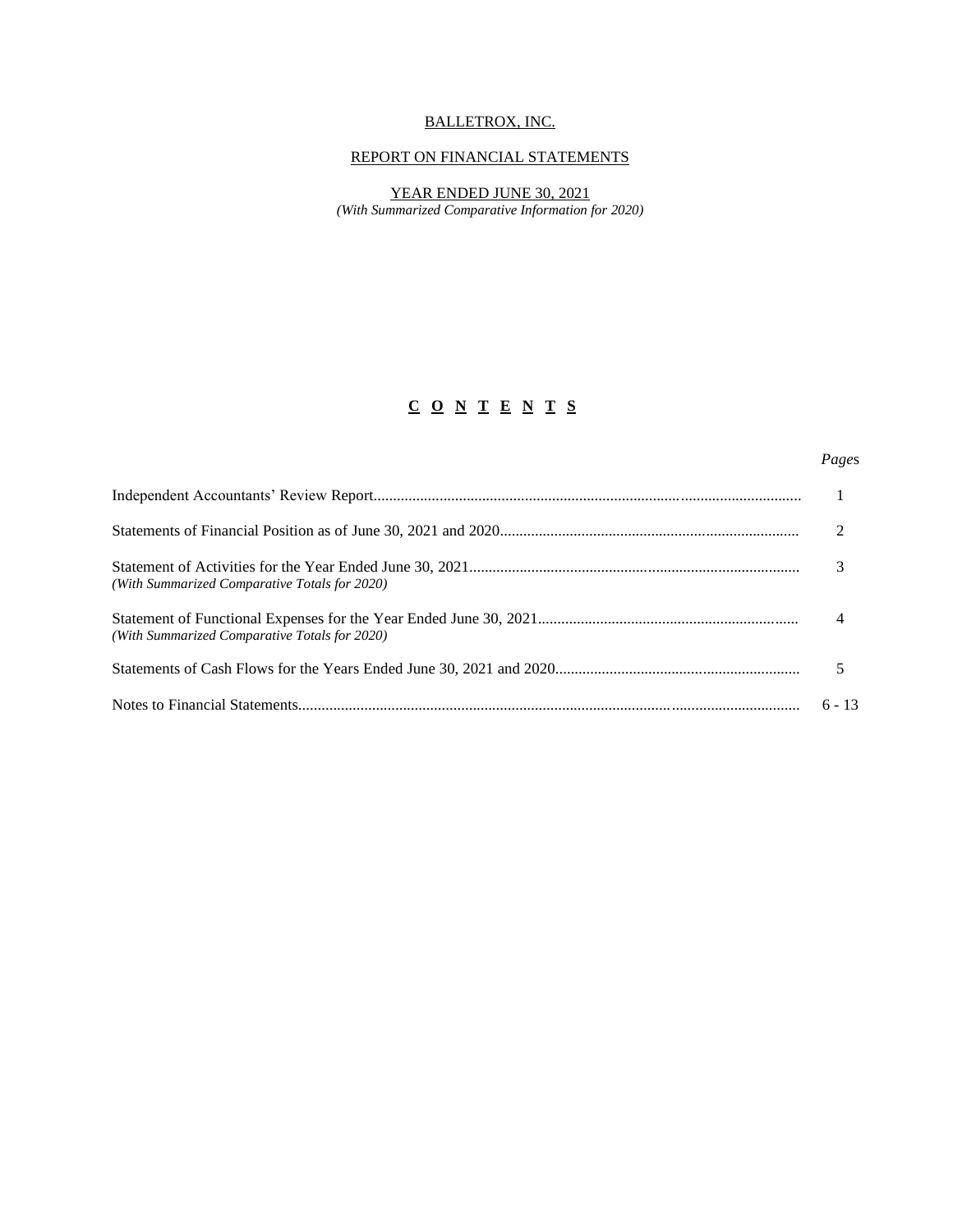BALLETROX, INC.

REPORT ON FINANCIAL STATEMENTS

YEAR ENDED JUNE 30, 2021

*(With Summarized Comparative Information for 2020)*

## **C O N T E N T S**

| | *Pages* |
|---|---|
| Independent Accountants' Review Report | 1 |
| Statements of Financial Position as of June 30, 2021 and 2020 | 2 |
| Statement of Activities for the Year Ended June 30, 2021<br>*(With Summarized Comparative Totals for 2020)* | 3 |
| Statement of Functional Expenses for the Year Ended June 30, 2021<br>*(With Summarized Comparative Totals for 2020)* | 4 |
| Statements of Cash Flows for the Years Ended June 30, 2021 and 2020 | 5 |
| Notes to Financial Statements | 6 - 13 |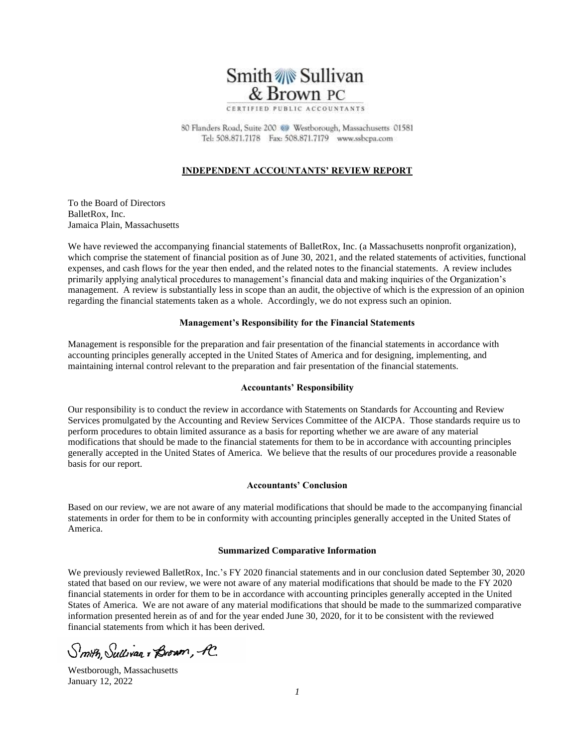Smith Sullivan & Brown PC

CERTIFIED PUBLIC ACCOUNTANTS

80 Flanders Road, Suite 200 Westborough, Massachusetts 01581
Tel: 508.871.7178 Fax: 508.871.7179 www.ssbcpa.com

## INDEPENDENT ACCOUNTANTS' REVIEW REPORT

To the Board of Directors
BalletRox, Inc.
Jamaica Plain, Massachusetts

We have reviewed the accompanying financial statements of BalletRox, Inc. (a Massachusetts nonprofit organization), which comprise the statement of financial position as of June 30, 2021, and the related statements of activities, functional expenses, and cash flows for the year then ended, and the related notes to the financial statements. A review includes primarily applying analytical procedures to management's financial data and making inquiries of the Organization's management. A review is substantially less in scope than an audit, the objective of which is the expression of an opinion regarding the financial statements taken as a whole. Accordingly, we do not express such an opinion.

### Management's Responsibility for the Financial Statements

Management is responsible for the preparation and fair presentation of the financial statements in accordance with accounting principles generally accepted in the United States of America and for designing, implementing, and maintaining internal control relevant to the preparation and fair presentation of the financial statements.

### Accountants' Responsibility

Our responsibility is to conduct the review in accordance with Statements on Standards for Accounting and Review Services promulgated by the Accounting and Review Services Committee of the AICPA. Those standards require us to perform procedures to obtain limited assurance as a basis for reporting whether we are aware of any material modifications that should be made to the financial statements for them to be in accordance with accounting principles generally accepted in the United States of America. We believe that the results of our procedures provide a reasonable basis for our report.

### Accountants' Conclusion

Based on our review, we are not aware of any material modifications that should be made to the accompanying financial statements in order for them to be in conformity with accounting principles generally accepted in the United States of America.

### Summarized Comparative Information

We previously reviewed BalletRox, Inc.'s FY 2020 financial statements and in our conclusion dated September 30, 2020 stated that based on our review, we were not aware of any material modifications that should be made to the FY 2020 financial statements in order for them to be in accordance with accounting principles generally accepted in the United States of America. We are not aware of any material modifications that should be made to the summarized comparative information presented herein as of and for the year ended June 30, 2020, for it to be consistent with the reviewed financial statements from which it has been derived.

Smith, Sullivan & Brown, PC.

Westborough, Massachusetts
January 12, 2022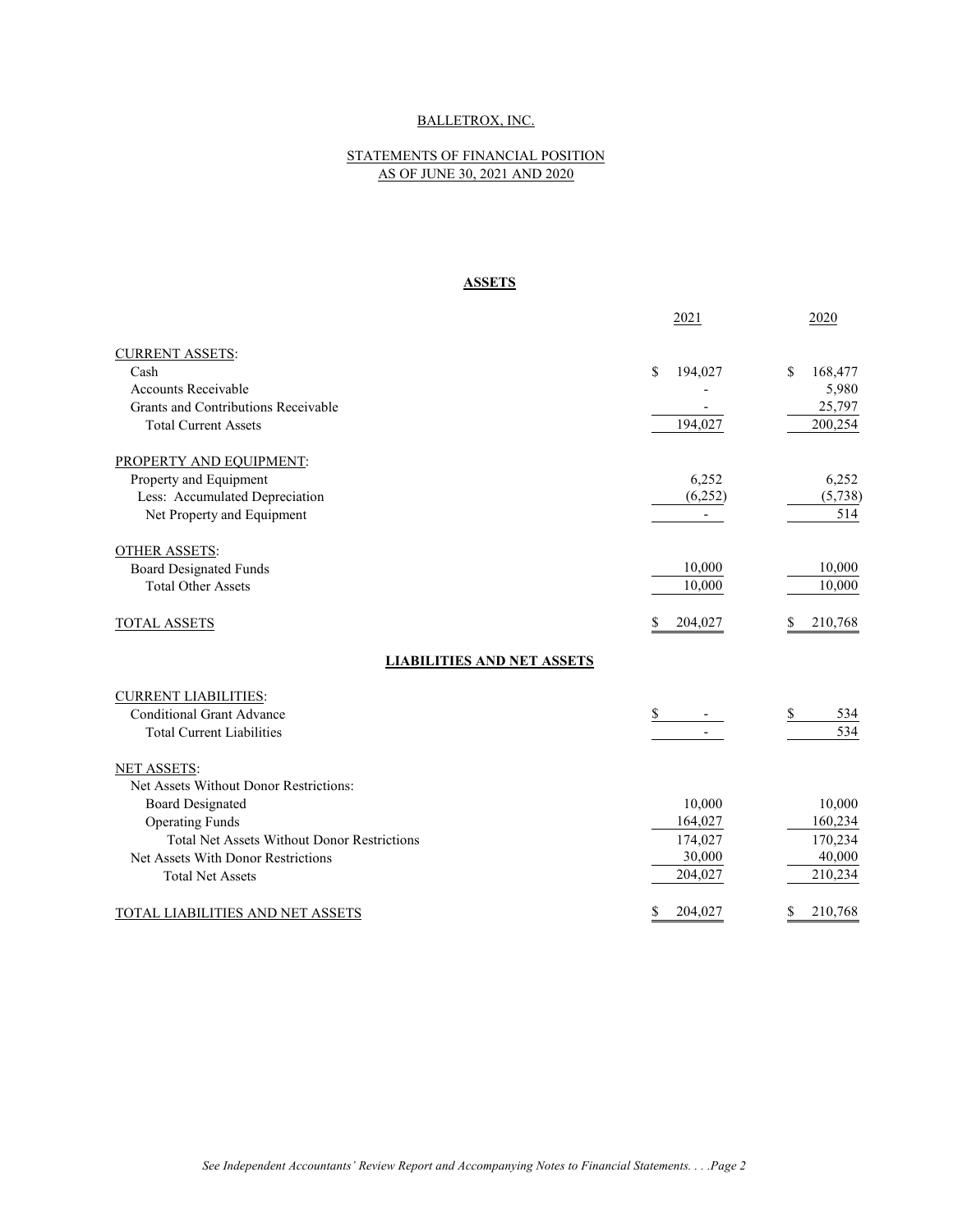BALLETROX, INC.

STATEMENTS OF FINANCIAL POSITION
AS OF JUNE 30, 2021 AND 2020

**ASSETS**

| | 2021 | 2020 |
|---|---|---|
| CURRENT ASSETS: | | |
| Cash | $ 194,027 | $ 168,477 |
| Accounts Receivable | - | 5,980 |
| Grants and Contributions Receivable | - | 25,797 |
| Total Current Assets | 194,027 | 200,254 |
| PROPERTY AND EQUIPMENT: | | |
| Property and Equipment | 6,252 | 6,252 |
| Less: Accumulated Depreciation | (6,252) | (5,738) |
| Net Property and Equipment | - | 514 |
| OTHER ASSETS: | | |
| Board Designated Funds | 10,000 | 10,000 |
| Total Other Assets | 10,000 | 10,000 |
| TOTAL ASSETS | $ 204,027 | $ 210,768 |

**LIABILITIES AND NET ASSETS**

| | 2021 | 2020 |
|---|---|---|
| CURRENT LIABILITIES: | | |
| Conditional Grant Advance | $ - | $ 534 |
| Total Current Liabilities | - | 534 |
| NET ASSETS: | | |
| Net Assets Without Donor Restrictions: | | |
| Board Designated | 10,000 | 10,000 |
| Operating Funds | 164,027 | 160,234 |
| Total Net Assets Without Donor Restrictions | 174,027 | 170,234 |
| Net Assets With Donor Restrictions | 30,000 | 40,000 |
| Total Net Assets | 204,027 | 210,234 |
| TOTAL LIABILITIES AND NET ASSETS | $ 204,027 | $ 210,768 |

*See Independent Accountants' Review Report and Accompanying Notes to Financial Statements.*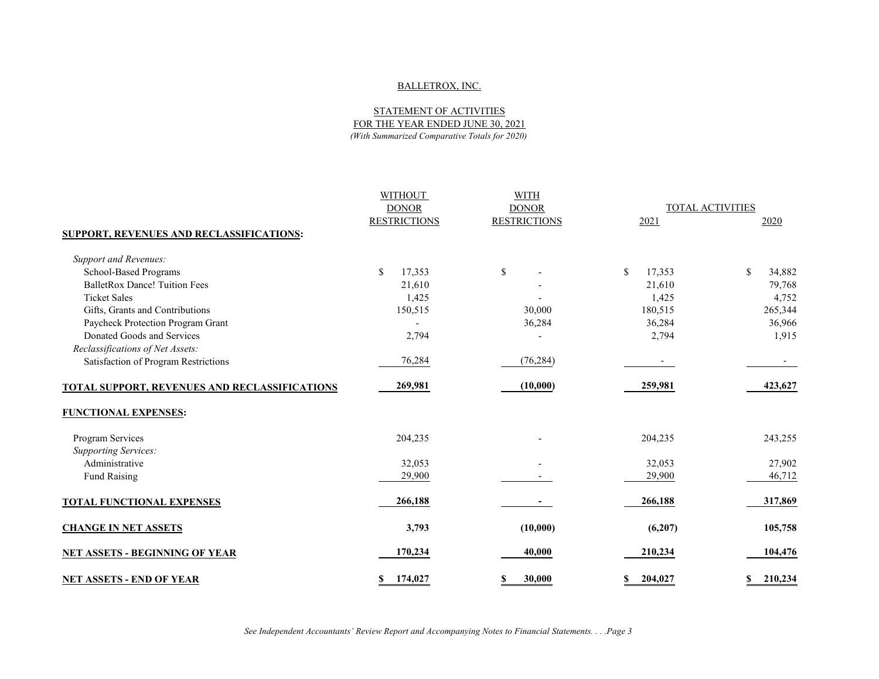BALLETROX, INC.

STATEMENT OF ACTIVITIES
FOR THE YEAR ENDED JUNE 30, 2021
*(With Summarized Comparative Totals for 2020)*

| | WITHOUT DONOR RESTRICTIONS | WITH DONOR RESTRICTIONS | TOTAL ACTIVITIES | |
|---|---|---|---|---|
| | | | 2021 | 2020 |
| **SUPPORT, REVENUES AND RECLASSIFICATIONS:** | | | | |
| *Support and Revenues:* | | | | |
| School-Based Programs | $ 17,353 | $ - | $ 17,353 | $ 34,882 |
| BalletRox Dance! Tuition Fees | 21,610 | - | 21,610 | 79,768 |
| Ticket Sales | 1,425 | - | 1,425 | 4,752 |
| Gifts, Grants and Contributions | 150,515 | 30,000 | 180,515 | 265,344 |
| Paycheck Protection Program Grant | - | 36,284 | 36,284 | 36,966 |
| Donated Goods and Services | 2,794 | - | 2,794 | 1,915 |
| *Reclassifications of Net Assets:* | | | | |
| Satisfaction of Program Restrictions | 76,284 | (76,284) | - | - |
| **TOTAL SUPPORT, REVENUES AND RECLASSIFICATIONS** | **269,981** | **(10,000)** | **259,981** | **423,627** |
| **FUNCTIONAL EXPENSES:** | | | | |
| Program Services | 204,235 | - | 204,235 | 243,255 |
| *Supporting Services:* | | | | |
| Administrative | 32,053 | - | 32,053 | 27,902 |
| Fund Raising | 29,900 | - | 29,900 | 46,712 |
| **TOTAL FUNCTIONAL EXPENSES** | **266,188** | **-** | **266,188** | **317,869** |
| **CHANGE IN NET ASSETS** | **3,793** | **(10,000)** | **(6,207)** | **105,758** |
| **NET ASSETS - BEGINNING OF YEAR** | **170,234** | **40,000** | **210,234** | **104,476** |
| **NET ASSETS - END OF YEAR** | **$ 174,027** | **$ 30,000** | **$ 204,027** | **$ 210,234** |

*See Independent Accountants' Review Report and Accompanying Notes to Financial Statements. . . .Page 3*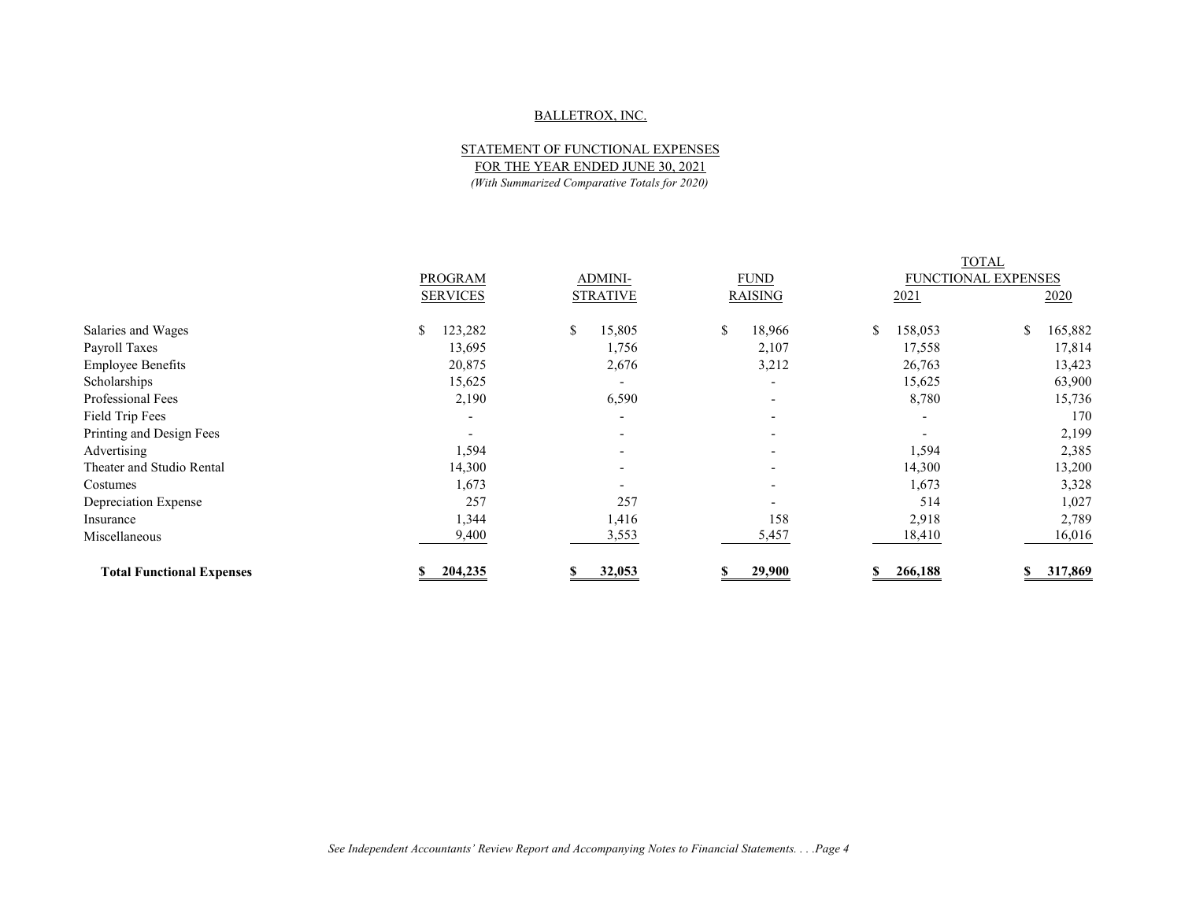BALLETROX, INC.

STATEMENT OF FUNCTIONAL EXPENSES
FOR THE YEAR ENDED JUNE 30, 2021
*(With Summarized Comparative Totals for 2020)*

| | PROGRAM SERVICES | ADMINI-STRATIVE | FUND RAISING | TOTAL FUNCTIONAL EXPENSES 2021 | TOTAL FUNCTIONAL EXPENSES 2020 |
|---|---|---|---|---|---|
| Salaries and Wages | $ 123,282 | $ 15,805 | $ 18,966 | $ 158,053 | $ 165,882 |
| Payroll Taxes | 13,695 | 1,756 | 2,107 | 17,558 | 17,814 |
| Employee Benefits | 20,875 | 2,676 | 3,212 | 26,763 | 13,423 |
| Scholarships | 15,625 | - | - | 15,625 | 63,900 |
| Professional Fees | 2,190 | 6,590 | - | 8,780 | 15,736 |
| Field Trip Fees | - | - | - | - | 170 |
| Printing and Design Fees | - | - | - | - | 2,199 |
| Advertising | 1,594 | - | - | 1,594 | 2,385 |
| Theater and Studio Rental | 14,300 | - | - | 14,300 | 13,200 |
| Costumes | 1,673 | - | - | 1,673 | 3,328 |
| Depreciation Expense | 257 | 257 | - | 514 | 1,027 |
| Insurance | 1,344 | 1,416 | 158 | 2,918 | 2,789 |
| Miscellaneous | 9,400 | 3,553 | 5,457 | 18,410 | 16,016 |
| **Total Functional Expenses** | **$ 204,235** | **$ 32,053** | **$ 29,900** | **$ 266,188** | **$ 317,869** |

*See Independent Accountants' Review Report and Accompanying Notes to Financial Statements. . . .Page 4*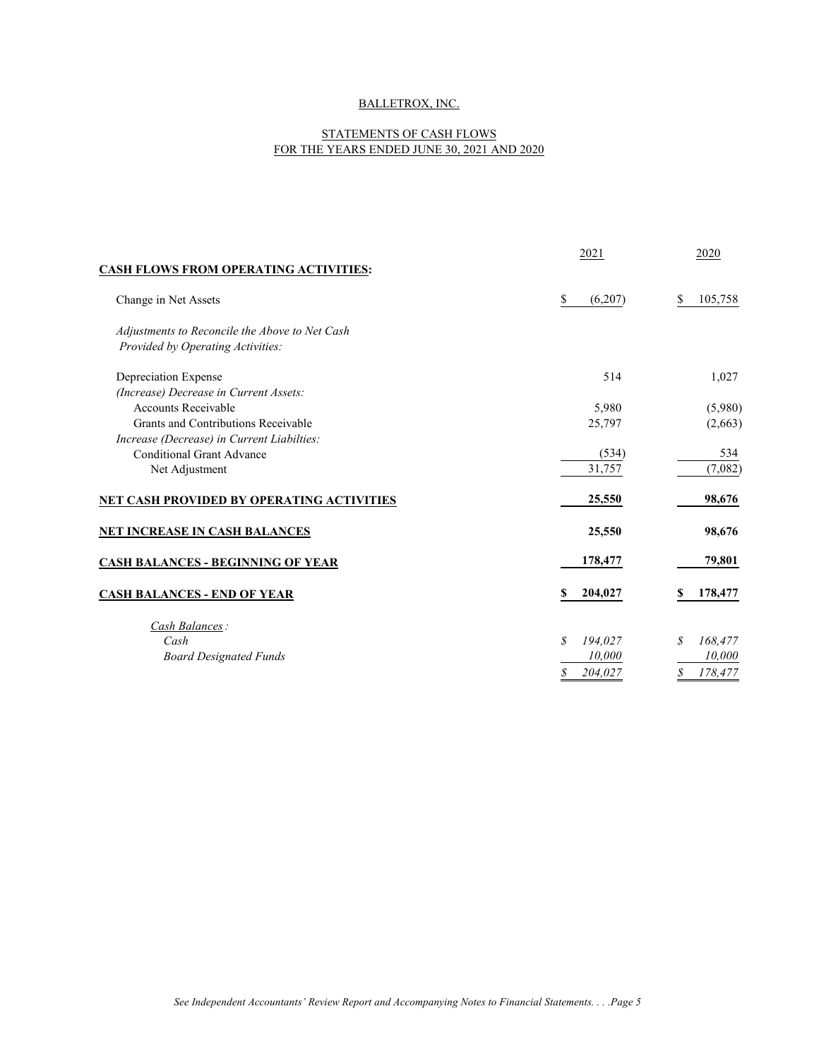BALLETROX, INC.

STATEMENTS OF CASH FLOWS
FOR THE YEARS ENDED JUNE 30, 2021 AND 2020

| | 2021 | 2020 |
|---|---|---|
| **CASH FLOWS FROM OPERATING ACTIVITIES:** | | |
| Change in Net Assets | $ (6,207) | $ 105,758 |
| *Adjustments to Reconcile the Above to Net Cash Provided by Operating Activities:* | | |
| Depreciation Expense | 514 | 1,027 |
| *(Increase) Decrease in Current Assets:* | | |
| Accounts Receivable | 5,980 | (5,980) |
| Grants and Contributions Receivable | 25,797 | (2,663) |
| *Increase (Decrease) in Current Liabilties:* | | |
| Conditional Grant Advance | (534) | 534 |
| Net Adjustment | 31,757 | (7,082) |
| **NET CASH PROVIDED BY OPERATING ACTIVITIES** | **25,550** | **98,676** |
| **NET INCREASE IN CASH BALANCES** | **25,550** | **98,676** |
| **CASH BALANCES - BEGINNING OF YEAR** | **178,477** | **79,801** |
| **CASH BALANCES - END OF YEAR** | **$ 204,027** | **$ 178,477** |
| *Cash Balances:* | | |
| *Cash* | *$ 194,027* | *$ 168,477* |
| *Board Designated Funds* | *10,000* | *10,000* |
| | *$ 204,027* | *$ 178,477* |

*See Independent Accountants' Review Report and Accompanying Notes to Financial Statements. . . .Page 5*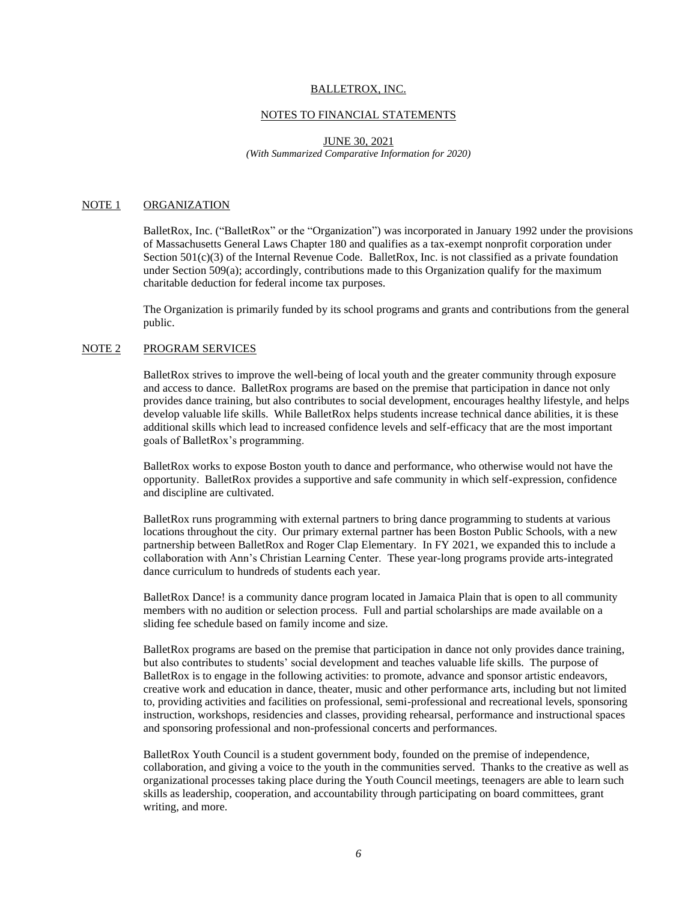BALLETROX, INC.

NOTES TO FINANCIAL STATEMENTS

JUNE 30, 2021

*(With Summarized Comparative Information for 2020)*

## NOTE 1 ORGANIZATION

BalletRox, Inc. ("BalletRox" or the "Organization") was incorporated in January 1992 under the provisions of Massachusetts General Laws Chapter 180 and qualifies as a tax-exempt nonprofit corporation under Section 501(c)(3) of the Internal Revenue Code. BalletRox, Inc. is not classified as a private foundation under Section 509(a); accordingly, contributions made to this Organization qualify for the maximum charitable deduction for federal income tax purposes.

The Organization is primarily funded by its school programs and grants and contributions from the general public.

## NOTE 2 PROGRAM SERVICES

BalletRox strives to improve the well-being of local youth and the greater community through exposure and access to dance. BalletRox programs are based on the premise that participation in dance not only provides dance training, but also contributes to social development, encourages healthy lifestyle, and helps develop valuable life skills. While BalletRox helps students increase technical dance abilities, it is these additional skills which lead to increased confidence levels and self-efficacy that are the most important goals of BalletRox's programming.

BalletRox works to expose Boston youth to dance and performance, who otherwise would not have the opportunity. BalletRox provides a supportive and safe community in which self-expression, confidence and discipline are cultivated.

BalletRox runs programming with external partners to bring dance programming to students at various locations throughout the city. Our primary external partner has been Boston Public Schools, with a new partnership between BalletRox and Roger Clap Elementary. In FY 2021, we expanded this to include a collaboration with Ann's Christian Learning Center. These year-long programs provide arts-integrated dance curriculum to hundreds of students each year.

BalletRox Dance! is a community dance program located in Jamaica Plain that is open to all community members with no audition or selection process. Full and partial scholarships are made available on a sliding fee schedule based on family income and size.

BalletRox programs are based on the premise that participation in dance not only provides dance training, but also contributes to students' social development and teaches valuable life skills. The purpose of BalletRox is to engage in the following activities: to promote, advance and sponsor artistic endeavors, creative work and education in dance, theater, music and other performance arts, including but not limited to, providing activities and facilities on professional, semi-professional and recreational levels, sponsoring instruction, workshops, residencies and classes, providing rehearsal, performance and instructional spaces and sponsoring professional and non-professional concerts and performances.

BalletRox Youth Council is a student government body, founded on the premise of independence, collaboration, and giving a voice to the youth in the communities served. Thanks to the creative as well as organizational processes taking place during the Youth Council meetings, teenagers are able to learn such skills as leadership, cooperation, and accountability through participating on board committees, grant writing, and more.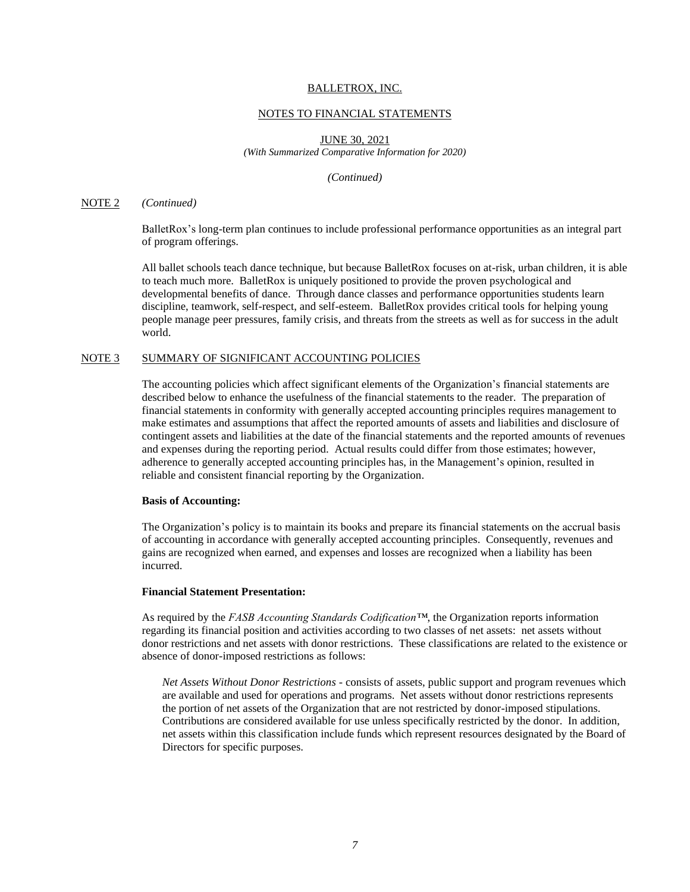BALLETROX, INC.

NOTES TO FINANCIAL STATEMENTS

JUNE 30, 2021
*(With Summarized Comparative Information for 2020)*

*(Continued)*

NOTE 2 *(Continued)*

BalletRox's long-term plan continues to include professional performance opportunities as an integral part of program offerings.

All ballet schools teach dance technique, but because BalletRox focuses on at-risk, urban children, it is able to teach much more. BalletRox is uniquely positioned to provide the proven psychological and developmental benefits of dance. Through dance classes and performance opportunities students learn discipline, teamwork, self-respect, and self-esteem. BalletRox provides critical tools for helping young people manage peer pressures, family crisis, and threats from the streets as well as for success in the adult world.

## NOTE 3 SUMMARY OF SIGNIFICANT ACCOUNTING POLICIES

The accounting policies which affect significant elements of the Organization's financial statements are described below to enhance the usefulness of the financial statements to the reader. The preparation of financial statements in conformity with generally accepted accounting principles requires management to make estimates and assumptions that affect the reported amounts of assets and liabilities and disclosure of contingent assets and liabilities at the date of the financial statements and the reported amounts of revenues and expenses during the reporting period. Actual results could differ from those estimates; however, adherence to generally accepted accounting principles has, in the Management's opinion, resulted in reliable and consistent financial reporting by the Organization.

**Basis of Accounting:**

The Organization's policy is to maintain its books and prepare its financial statements on the accrual basis of accounting in accordance with generally accepted accounting principles. Consequently, revenues and gains are recognized when earned, and expenses and losses are recognized when a liability has been incurred.

**Financial Statement Presentation:**

As required by the *FASB Accounting Standards Codification™*, the Organization reports information regarding its financial position and activities according to two classes of net assets: net assets without donor restrictions and net assets with donor restrictions. These classifications are related to the existence or absence of donor-imposed restrictions as follows:

*Net Assets Without Donor Restrictions* - consists of assets, public support and program revenues which are available and used for operations and programs. Net assets without donor restrictions represents the portion of net assets of the Organization that are not restricted by donor-imposed stipulations. Contributions are considered available for use unless specifically restricted by the donor. In addition, net assets within this classification include funds which represent resources designated by the Board of Directors for specific purposes.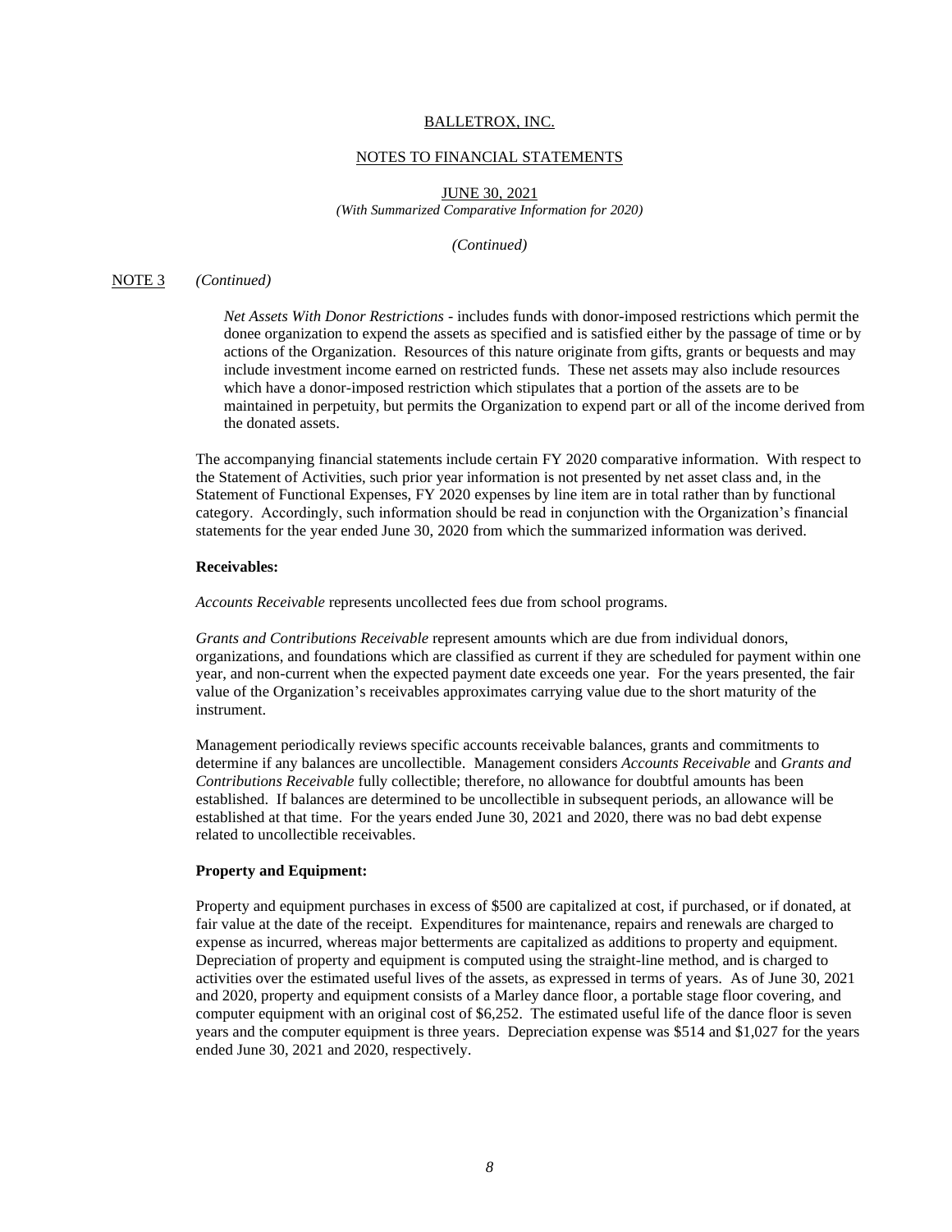BALLETROX, INC.

NOTES TO FINANCIAL STATEMENTS

JUNE 30, 2021
*(With Summarized Comparative Information for 2020)*

*(Continued)*

NOTE 3 *(Continued)*

*Net Assets With Donor Restrictions* - includes funds with donor-imposed restrictions which permit the donee organization to expend the assets as specified and is satisfied either by the passage of time or by actions of the Organization. Resources of this nature originate from gifts, grants or bequests and may include investment income earned on restricted funds. These net assets may also include resources which have a donor-imposed restriction which stipulates that a portion of the assets are to be maintained in perpetuity, but permits the Organization to expend part or all of the income derived from the donated assets.

The accompanying financial statements include certain FY 2020 comparative information. With respect to the Statement of Activities, such prior year information is not presented by net asset class and, in the Statement of Functional Expenses, FY 2020 expenses by line item are in total rather than by functional category. Accordingly, such information should be read in conjunction with the Organization's financial statements for the year ended June 30, 2020 from which the summarized information was derived.

**Receivables:**

*Accounts Receivable* represents uncollected fees due from school programs.

*Grants and Contributions Receivable* represent amounts which are due from individual donors, organizations, and foundations which are classified as current if they are scheduled for payment within one year, and non-current when the expected payment date exceeds one year. For the years presented, the fair value of the Organization's receivables approximates carrying value due to the short maturity of the instrument.

Management periodically reviews specific accounts receivable balances, grants and commitments to determine if any balances are uncollectible. Management considers *Accounts Receivable* and *Grants and Contributions Receivable* fully collectible; therefore, no allowance for doubtful amounts has been established. If balances are determined to be uncollectible in subsequent periods, an allowance will be established at that time. For the years ended June 30, 2021 and 2020, there was no bad debt expense related to uncollectible receivables.

**Property and Equipment:**

Property and equipment purchases in excess of $500 are capitalized at cost, if purchased, or if donated, at fair value at the date of the receipt. Expenditures for maintenance, repairs and renewals are charged to expense as incurred, whereas major betterments are capitalized as additions to property and equipment. Depreciation of property and equipment is computed using the straight-line method, and is charged to activities over the estimated useful lives of the assets, as expressed in terms of years. As of June 30, 2021 and 2020, property and equipment consists of a Marley dance floor, a portable stage floor covering, and computer equipment with an original cost of $6,252. The estimated useful life of the dance floor is seven years and the computer equipment is three years. Depreciation expense was $514 and $1,027 for the years ended June 30, 2021 and 2020, respectively.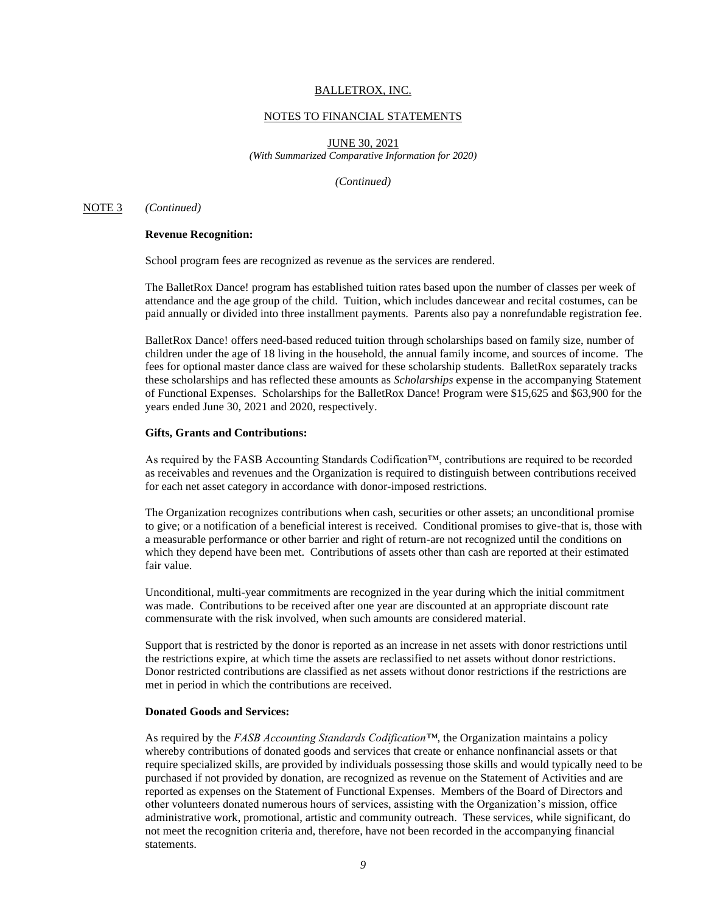BALLETROX, INC.

NOTES TO FINANCIAL STATEMENTS

JUNE 30, 2021
*(With Summarized Comparative Information for 2020)*

*(Continued)*

NOTE 3 *(Continued)*

**Revenue Recognition:**

School program fees are recognized as revenue as the services are rendered.

The BalletRox Dance! program has established tuition rates based upon the number of classes per week of attendance and the age group of the child. Tuition, which includes dancewear and recital costumes, can be paid annually or divided into three installment payments. Parents also pay a nonrefundable registration fee.

BalletRox Dance! offers need-based reduced tuition through scholarships based on family size, number of children under the age of 18 living in the household, the annual family income, and sources of income. The fees for optional master dance class are waived for these scholarship students. BalletRox separately tracks these scholarships and has reflected these amounts as *Scholarships* expense in the accompanying Statement of Functional Expenses. Scholarships for the BalletRox Dance! Program were $15,625 and $63,900 for the years ended June 30, 2021 and 2020, respectively.

**Gifts, Grants and Contributions:**

As required by the FASB Accounting Standards Codification™, contributions are required to be recorded as receivables and revenues and the Organization is required to distinguish between contributions received for each net asset category in accordance with donor-imposed restrictions.

The Organization recognizes contributions when cash, securities or other assets; an unconditional promise to give; or a notification of a beneficial interest is received. Conditional promises to give-that is, those with a measurable performance or other barrier and right of return-are not recognized until the conditions on which they depend have been met. Contributions of assets other than cash are reported at their estimated fair value.

Unconditional, multi-year commitments are recognized in the year during which the initial commitment was made. Contributions to be received after one year are discounted at an appropriate discount rate commensurate with the risk involved, when such amounts are considered material.

Support that is restricted by the donor is reported as an increase in net assets with donor restrictions until the restrictions expire, at which time the assets are reclassified to net assets without donor restrictions. Donor restricted contributions are classified as net assets without donor restrictions if the restrictions are met in period in which the contributions are received.

**Donated Goods and Services:**

As required by the *FASB Accounting Standards Codification™*, the Organization maintains a policy whereby contributions of donated goods and services that create or enhance nonfinancial assets or that require specialized skills, are provided by individuals possessing those skills and would typically need to be purchased if not provided by donation, are recognized as revenue on the Statement of Activities and are reported as expenses on the Statement of Functional Expenses. Members of the Board of Directors and other volunteers donated numerous hours of services, assisting with the Organization's mission, office administrative work, promotional, artistic and community outreach. These services, while significant, do not meet the recognition criteria and, therefore, have not been recorded in the accompanying financial statements.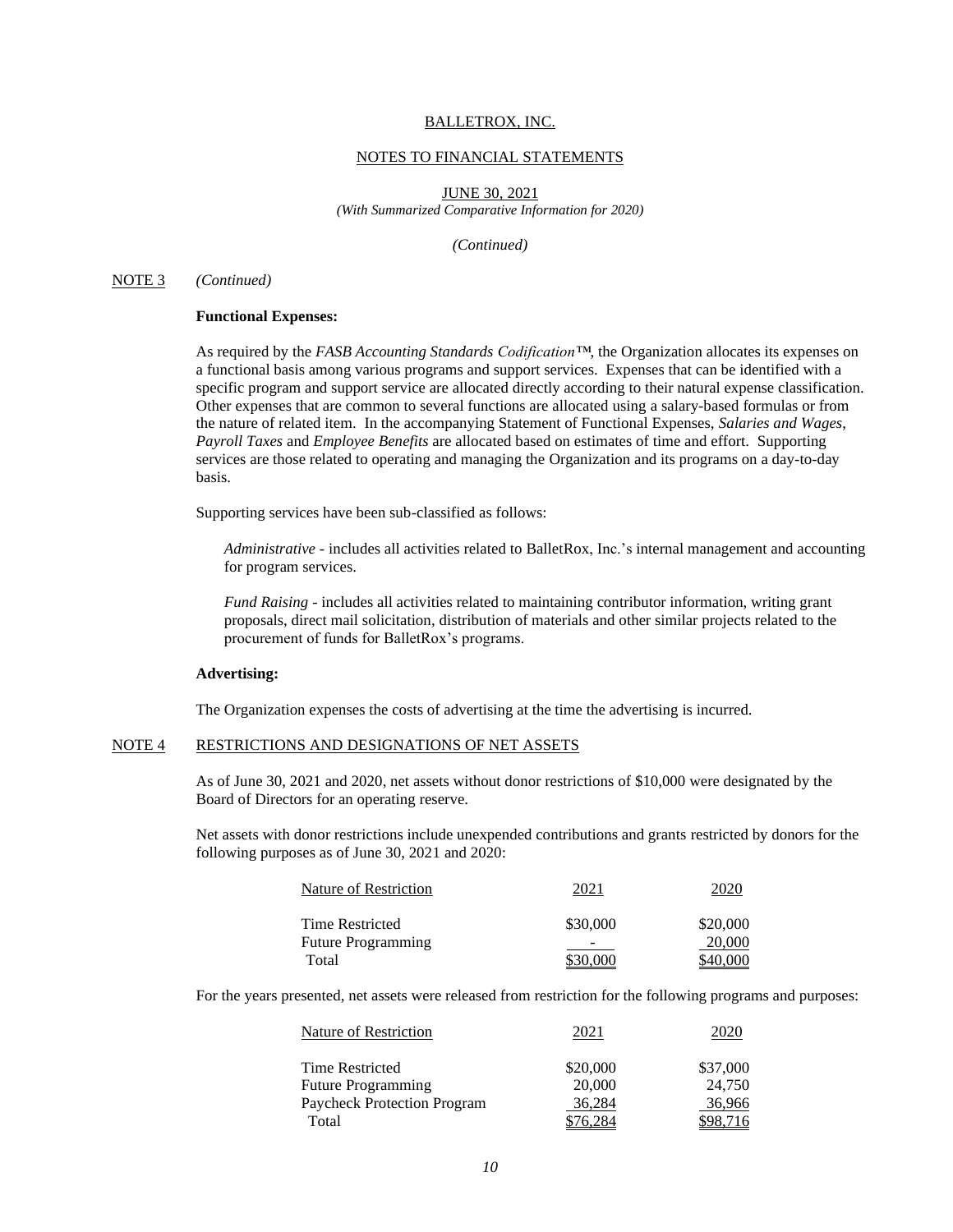BALLETROX, INC.

NOTES TO FINANCIAL STATEMENTS

JUNE 30, 2021
*(With Summarized Comparative Information for 2020)*

*(Continued)*

NOTE 3 *(Continued)*

**Functional Expenses:**

As required by the *FASB Accounting Standards Codification™*, the Organization allocates its expenses on a functional basis among various programs and support services. Expenses that can be identified with a specific program and support service are allocated directly according to their natural expense classification. Other expenses that are common to several functions are allocated using a salary-based formulas or from the nature of related item. In the accompanying Statement of Functional Expenses, *Salaries and Wages*, *Payroll Taxes* and *Employee Benefits* are allocated based on estimates of time and effort. Supporting services are those related to operating and managing the Organization and its programs on a day-to-day basis.

Supporting services have been sub-classified as follows:

*Administrative* - includes all activities related to BalletRox, Inc.'s internal management and accounting for program services.

*Fund Raising* - includes all activities related to maintaining contributor information, writing grant proposals, direct mail solicitation, distribution of materials and other similar projects related to the procurement of funds for BalletRox's programs.

**Advertising:**

The Organization expenses the costs of advertising at the time the advertising is incurred.

NOTE 4 RESTRICTIONS AND DESIGNATIONS OF NET ASSETS

As of June 30, 2021 and 2020, net assets without donor restrictions of $10,000 were designated by the Board of Directors for an operating reserve.

Net assets with donor restrictions include unexpended contributions and grants restricted by donors for the following purposes as of June 30, 2021 and 2020:

| Nature of Restriction | 2021 | 2020 |
|---|---|---|
| Time Restricted | $30,000 | $20,000 |
| Future Programming | - | 20,000 |
| Total | $30,000 | $40,000 |

For the years presented, net assets were released from restriction for the following programs and purposes:

| Nature of Restriction | 2021 | 2020 |
|---|---|---|
| Time Restricted | $20,000 | $37,000 |
| Future Programming | 20,000 | 24,750 |
| Paycheck Protection Program | 36,284 | 36,966 |
| Total | $76,284 | $98,716 |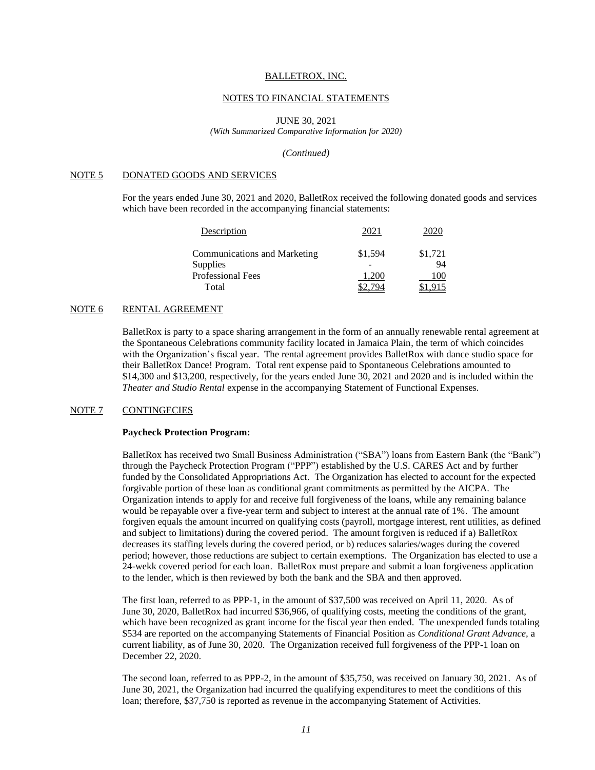BALLETROX, INC.

NOTES TO FINANCIAL STATEMENTS

JUNE 30, 2021

*(With Summarized Comparative Information for 2020)*

*(Continued)*

## NOTE 5 DONATED GOODS AND SERVICES

For the years ended June 30, 2021 and 2020, BalletRox received the following donated goods and services which have been recorded in the accompanying financial statements:

| Description | 2021 | 2020 |
|---|---|---|
| Communications and Marketing | $1,594 | $1,721 |
| Supplies | - | 94 |
| Professional Fees | 1,200 | 100 |
| Total | $2,794 | $1,915 |

## NOTE 6 RENTAL AGREEMENT

BalletRox is party to a space sharing arrangement in the form of an annually renewable rental agreement at the Spontaneous Celebrations community facility located in Jamaica Plain, the term of which coincides with the Organization's fiscal year. The rental agreement provides BalletRox with dance studio space for their BalletRox Dance! Program. Total rent expense paid to Spontaneous Celebrations amounted to $14,300 and $13,200, respectively, for the years ended June 30, 2021 and 2020 and is included within the *Theater and Studio Rental* expense in the accompanying Statement of Functional Expenses.

## NOTE 7 CONTINGECIES

**Paycheck Protection Program:**

BalletRox has received two Small Business Administration ("SBA") loans from Eastern Bank (the "Bank") through the Paycheck Protection Program ("PPP") established by the U.S. CARES Act and by further funded by the Consolidated Appropriations Act. The Organization has elected to account for the expected forgivable portion of these loan as conditional grant commitments as permitted by the AICPA. The Organization intends to apply for and receive full forgiveness of the loans, while any remaining balance would be repayable over a five-year term and subject to interest at the annual rate of 1%. The amount forgiven equals the amount incurred on qualifying costs (payroll, mortgage interest, rent utilities, as defined and subject to limitations) during the covered period. The amount forgiven is reduced if a) BalletRox decreases its staffing levels during the covered period, or b) reduces salaries/wages during the covered period; however, those reductions are subject to certain exemptions. The Organization has elected to use a 24-wekk covered period for each loan. BalletRox must prepare and submit a loan forgiveness application to the lender, which is then reviewed by both the bank and the SBA and then approved.

The first loan, referred to as PPP-1, in the amount of $37,500 was received on April 11, 2020. As of June 30, 2020, BalletRox had incurred $36,966, of qualifying costs, meeting the conditions of the grant, which have been recognized as grant income for the fiscal year then ended. The unexpended funds totaling $534 are reported on the accompanying Statements of Financial Position as *Conditional Grant Advance*, a current liability, as of June 30, 2020. The Organization received full forgiveness of the PPP-1 loan on December 22, 2020.

The second loan, referred to as PPP-2, in the amount of $35,750, was received on January 30, 2021. As of June 30, 2021, the Organization had incurred the qualifying expenditures to meet the conditions of this loan; therefore, $37,750 is reported as revenue in the accompanying Statement of Activities.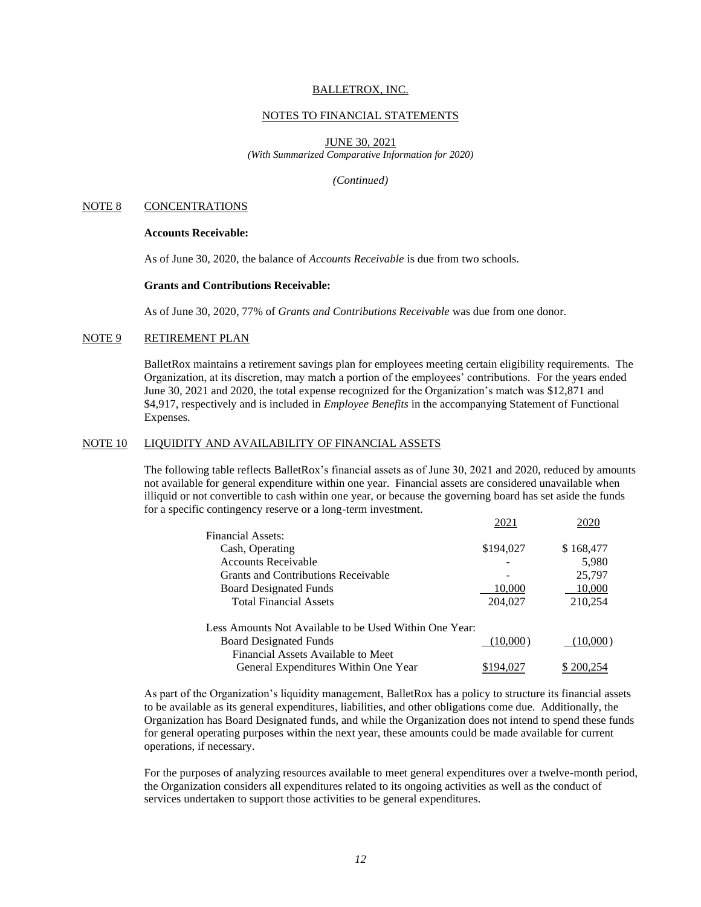BALLETROX, INC.

NOTES TO FINANCIAL STATEMENTS

JUNE 30, 2021
*(With Summarized Comparative Information for 2020)*

*(Continued)*

## NOTE 8 CONCENTRATIONS

**Accounts Receivable:**

As of June 30, 2020, the balance of *Accounts Receivable* is due from two schools.

**Grants and Contributions Receivable:**

As of June 30, 2020, 77% of *Grants and Contributions Receivable* was due from one donor.

## NOTE 9 RETIREMENT PLAN

BalletRox maintains a retirement savings plan for employees meeting certain eligibility requirements. The Organization, at its discretion, may match a portion of the employees' contributions. For the years ended June 30, 2021 and 2020, the total expense recognized for the Organization's match was $12,871 and $4,917, respectively and is included in *Employee Benefits* in the accompanying Statement of Functional Expenses.

## NOTE 10 LIQUIDITY AND AVAILABILITY OF FINANCIAL ASSETS

The following table reflects BalletRox's financial assets as of June 30, 2021 and 2020, reduced by amounts not available for general expenditure within one year. Financial assets are considered unavailable when illiquid or not convertible to cash within one year, or because the governing board has set aside the funds for a specific contingency reserve or a long-term investment.

| | 2021 | 2020 |
|---|---|---|
| Financial Assets: | | |
| Cash, Operating | $194,027 | $ 168,477 |
| Accounts Receivable | - | 5,980 |
| Grants and Contributions Receivable | - | 25,797 |
| Board Designated Funds | 10,000 | 10,000 |
| Total Financial Assets | 204,027 | 210,254 |
| Less Amounts Not Available to be Used Within One Year: | | |
| Board Designated Funds | (10,000) | (10,000) |
| Financial Assets Available to Meet General Expenditures Within One Year | $194,027 | $ 200,254 |

As part of the Organization's liquidity management, BalletRox has a policy to structure its financial assets to be available as its general expenditures, liabilities, and other obligations come due. Additionally, the Organization has Board Designated funds, and while the Organization does not intend to spend these funds for general operating purposes within the next year, these amounts could be made available for current operations, if necessary.

For the purposes of analyzing resources available to meet general expenditures over a twelve-month period, the Organization considers all expenditures related to its ongoing activities as well as the conduct of services undertaken to support those activities to be general expenditures.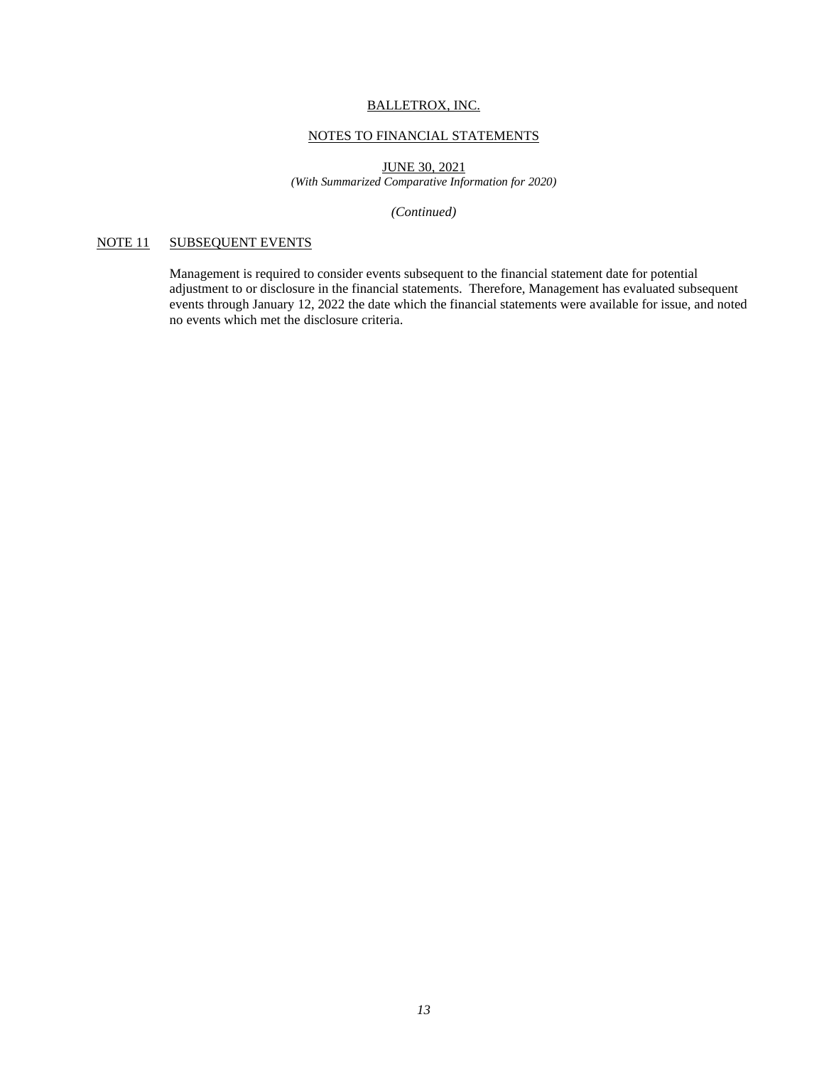BALLETROX, INC.

NOTES TO FINANCIAL STATEMENTS

JUNE 30, 2021

*(With Summarized Comparative Information for 2020)*

*(Continued)*

## NOTE 11 SUBSEQUENT EVENTS

Management is required to consider events subsequent to the financial statement date for potential adjustment to or disclosure in the financial statements. Therefore, Management has evaluated subsequent events through January 12, 2022 the date which the financial statements were available for issue, and noted no events which met the disclosure criteria.